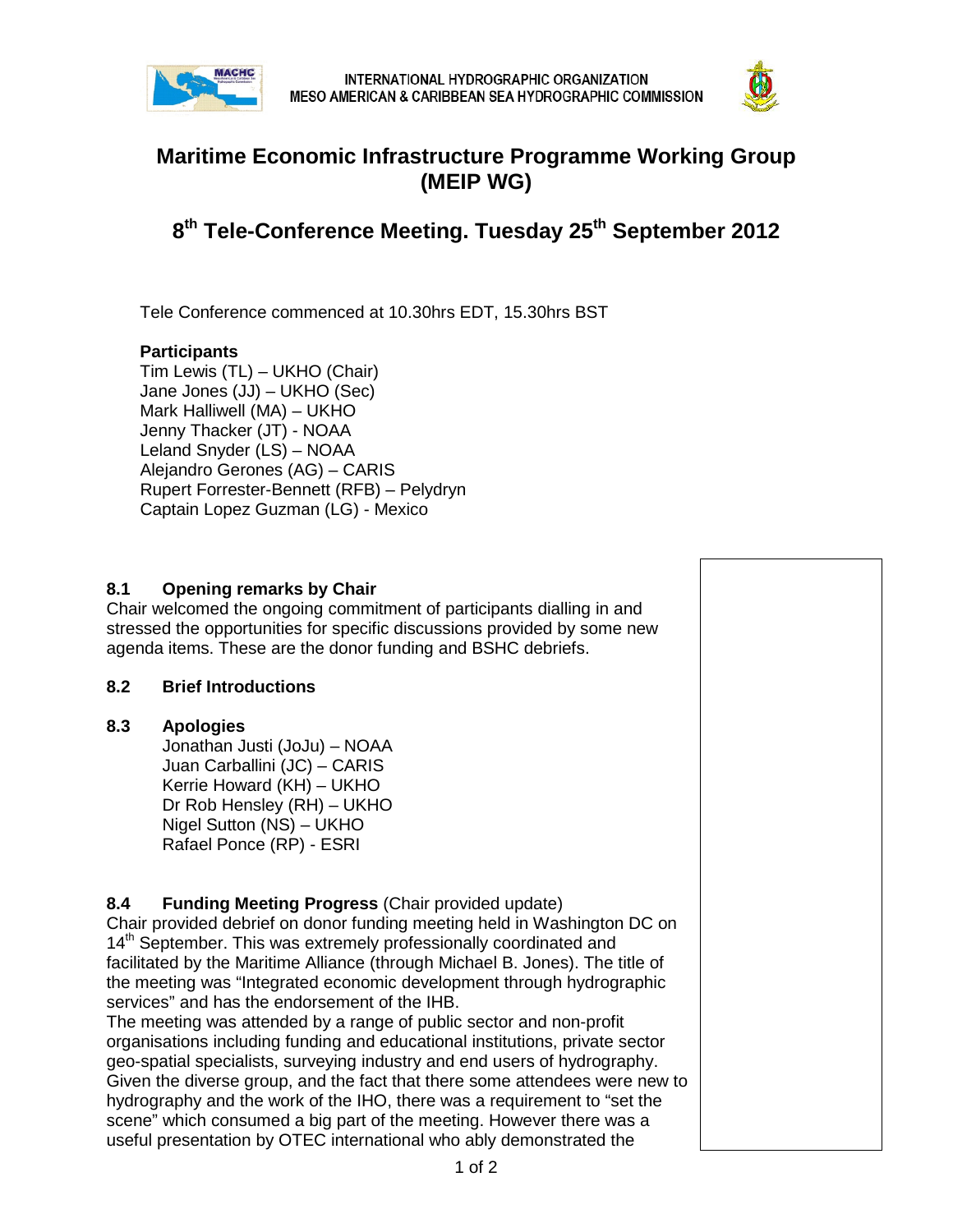INTERNATIONAL HYDROGRAPHIC ORGANIZATION
MESO AMERICAN & CARIBBEAN SEA HYDROGRAPHIC COMMISSION

# Maritime Economic Infrastructure Programme Working Group (MEIP WG)

## 8th Tele-Conference Meeting. Tuesday 25th September 2012

Tele Conference commenced at 10.30hrs EDT, 15.30hrs BST

**Participants**
Tim Lewis (TL) – UKHO (Chair)
Jane Jones (JJ) – UKHO (Sec)
Mark Halliwell (MA) – UKHO
Jenny Thacker (JT) - NOAA
Leland Snyder (LS) – NOAA
Alejandro Gerones (AG) – CARIS
Rupert Forrester-Bennett (RFB) – Pelydryn
Captain Lopez Guzman (LG) - Mexico

### 8.1 Opening remarks by Chair

Chair welcomed the ongoing commitment of participants dialling in and stressed the opportunities for specific discussions provided by some new agenda items. These are the donor funding and BSHC debriefs.

### 8.2 Brief Introductions

### 8.3 Apologies

Jonathan Justi (JoJu) – NOAA
Juan Carballini (JC) – CARIS
Kerrie Howard (KH) – UKHO
Dr Rob Hensley (RH) – UKHO
Nigel Sutton (NS) – UKHO
Rafael Ponce (RP) - ESRI

### 8.4 Funding Meeting Progress (Chair provided update)

Chair provided debrief on donor funding meeting held in Washington DC on 14th September. This was extremely professionally coordinated and facilitated by the Maritime Alliance (through Michael B. Jones). The title of the meeting was "Integrated economic development through hydrographic services" and has the endorsement of the IHB.
The meeting was attended by a range of public sector and non-profit organisations including funding and educational institutions, private sector geo-spatial specialists, surveying industry and end users of hydrography. Given the diverse group, and the fact that there some attendees were new to hydrography and the work of the IHO, there was a requirement to "set the scene" which consumed a big part of the meeting. However there was a useful presentation by OTEC international who ably demonstrated the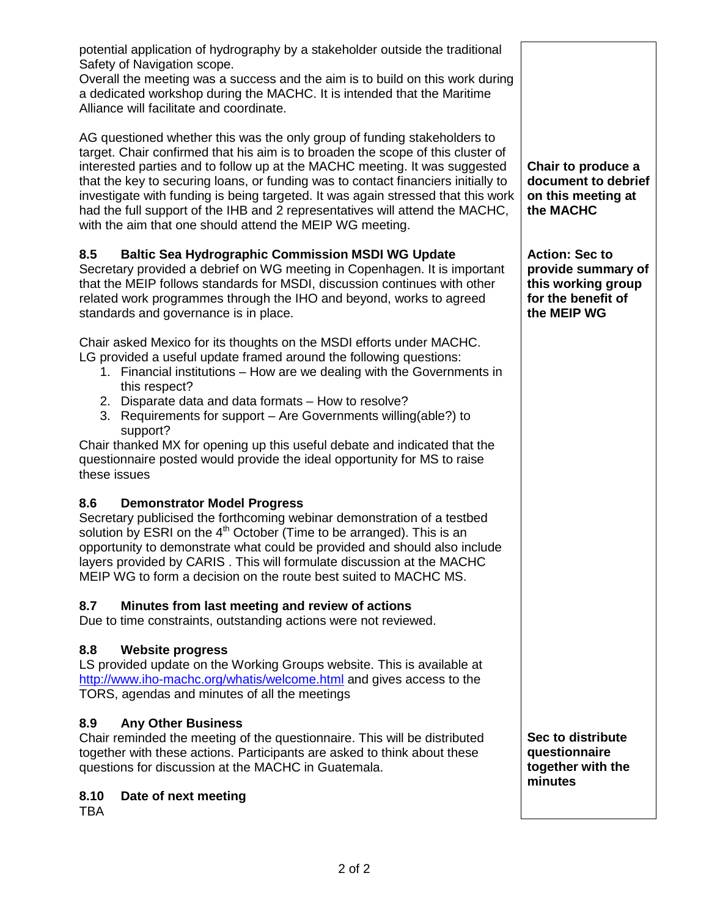potential application of hydrography by a stakeholder outside the traditional Safety of Navigation scope.
Overall the meeting was a success and the aim is to build on this work during a dedicated workshop during the MACHC. It is intended that the Maritime Alliance will facilitate and coordinate.

AG questioned whether this was the only group of funding stakeholders to target. Chair confirmed that his aim is to broaden the scope of this cluster of interested parties and to follow up at the MACHC meeting. It was suggested that the key to securing loans, or funding was to contact financiers initially to investigate with funding is being targeted. It was again stressed that this work had the full support of the IHB and 2 representatives will attend the MACHC, with the aim that one should attend the MEIP WG meeting.

**Chair to produce a document to debrief on this meeting at the MACHC**

### 8.5 Baltic Sea Hydrographic Commission MSDI WG Update

Secretary provided a debrief on WG meeting in Copenhagen. It is important that the MEIP follows standards for MSDI, discussion continues with other related work programmes through the IHO and beyond, works to agreed standards and governance is in place.

**Action: Sec to provide summary of this working group for the benefit of the MEIP WG**

Chair asked Mexico for its thoughts on the MSDI efforts under MACHC.
LG provided a useful update framed around the following questions:

1. Financial institutions – How are we dealing with the Governments in this respect?
2. Disparate data and data formats – How to resolve?
3. Requirements for support – Are Governments willing(able?) to support?

Chair thanked MX for opening up this useful debate and indicated that the questionnaire posted would provide the ideal opportunity for MS to raise these issues

### 8.6 Demonstrator Model Progress

Secretary publicised the forthcoming webinar demonstration of a testbed solution by ESRI on the 4th October (Time to be arranged). This is an opportunity to demonstrate what could be provided and should also include layers provided by CARIS . This will formulate discussion at the MACHC MEIP WG to form a decision on the route best suited to MACHC MS.

### 8.7 Minutes from last meeting and review of actions

Due to time constraints, outstanding actions were not reviewed.

### 8.8 Website progress

LS provided update on the Working Groups website. This is available at http://www.iho-machc.org/whatis/welcome.html and gives access to the TORS, agendas and minutes of all the meetings

### 8.9 Any Other Business

Chair reminded the meeting of the questionnaire. This will be distributed together with these actions. Participants are asked to think about these questions for discussion at the MACHC in Guatemala.

**Sec to distribute questionnaire together with the minutes**

### 8.10 Date of next meeting

TBA